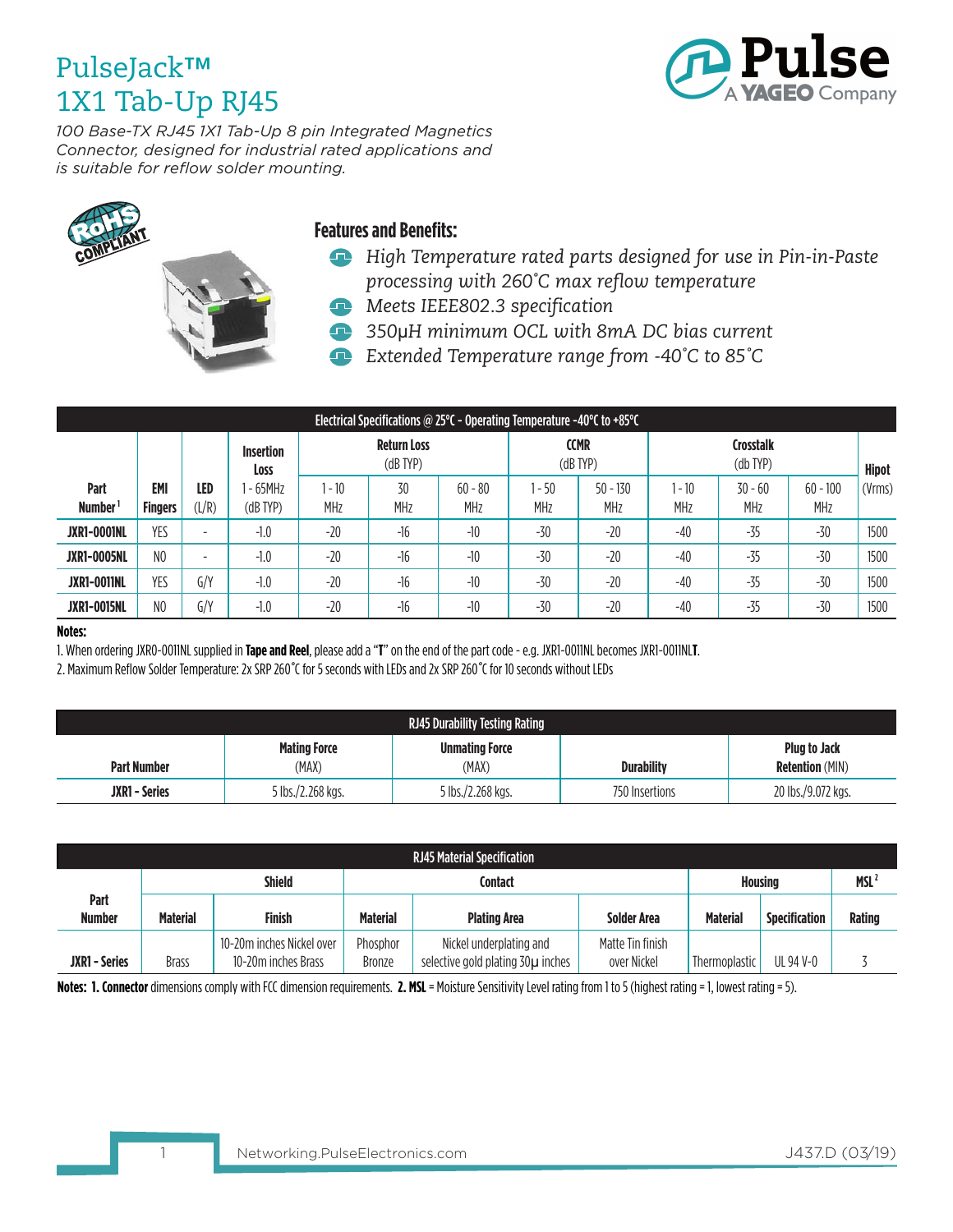# PulseJack™
# 1X1 Tab-Up RJ45

*100 Base-TX RJ45 1X1 Tab-Up 8 pin Integrated Magnetics Connector, designed for industrial rated applications and is suitable for reflow solder mounting.*

## Features and Benefits:

- *High Temperature rated parts designed for use in Pin-in-Paste processing with 260°C max reflow temperature*
- *Meets IEEE802.3 specification*
- *350μH minimum OCL with 8mA DC bias current*
- *Extended Temperature range from -40°C to 85°C*

**Electrical Specifications @ 25°C - Operating Temperature -40°C to +85°C**

| Part Number [1] | EMI Fingers | LED (L/R) | Insertion Loss 1 - 65MHz (dB TYP) | Return Loss (dB TYP) 1 - 10 MHz | 30 MHz | 60 - 80 MHz | CCMR (dB TYP) 1 - 50 MHz | 50 - 130 MHz | Crosstalk (db TYP) 1 - 10 MHz | 30 - 60 MHz | 60 - 100 MHz | Hipot (Vrms) |
|---|---|---|---|---|---|---|---|---|---|---|---|---|
| **JXR1-0001NL** | YES | - | -1.0 | -20 | -16 | -10 | -30 | -20 | -40 | -35 | -30 | 1500 |
| **JXR1-0005NL** | NO | - | -1.0 | -20 | -16 | -10 | -30 | -20 | -40 | -35 | -30 | 1500 |
| **JXR1-0011NL** | YES | G/Y | -1.0 | -20 | -16 | -10 | -30 | -20 | -40 | -35 | -30 | 1500 |
| **JXR1-0015NL** | NO | G/Y | -1.0 | -20 | -16 | -10 | -30 | -20 | -40 | -35 | -30 | 1500 |

**Notes:**

1. When ordering JXR0-0011NL supplied in **Tape and Reel**, please add a "**T**" on the end of the part code - e.g. JXR1-0011NL becomes JXR1-0011NL**T**.
2. Maximum Reflow Solder Temperature: 2x SRP 260°C for 5 seconds with LEDs and 2x SRP 260°C for 10 seconds without LEDs

**RJ45 Durability Testing Rating**

| Part Number | Mating Force (MAX) | Unmating Force (MAX) | Durability | Plug to Jack Retention (MIN) |
|---|---|---|---|---|
| **JXR1 - Series** | 5 lbs./2.268 kgs. | 5 lbs./2.268 kgs. | 750 Insertions | 20 lbs./9.072 kgs. |

**RJ45 Material Specification**

| Part Number | Shield Material | Shield Finish | Contact Material | Contact Plating Area | Contact Solder Area | Housing Material | Housing Specification | MSL [2] Rating |
|---|---|---|---|---|---|---|---|---|
| **JXR1 - Series** | Brass | 10-20m inches Nickel over 10-20m inches Brass | Phosphor Bronze | Nickel underplating and selective gold plating 30μ inches | Matte Tin finish over Nickel | Thermoplastic | UL 94 V-0 | 3 |

**Notes: 1. Connector** dimensions comply with FCC dimension requirements. **2. MSL** = Moisture Sensitivity Level rating from 1 to 5 (highest rating = 1, lowest rating = 5).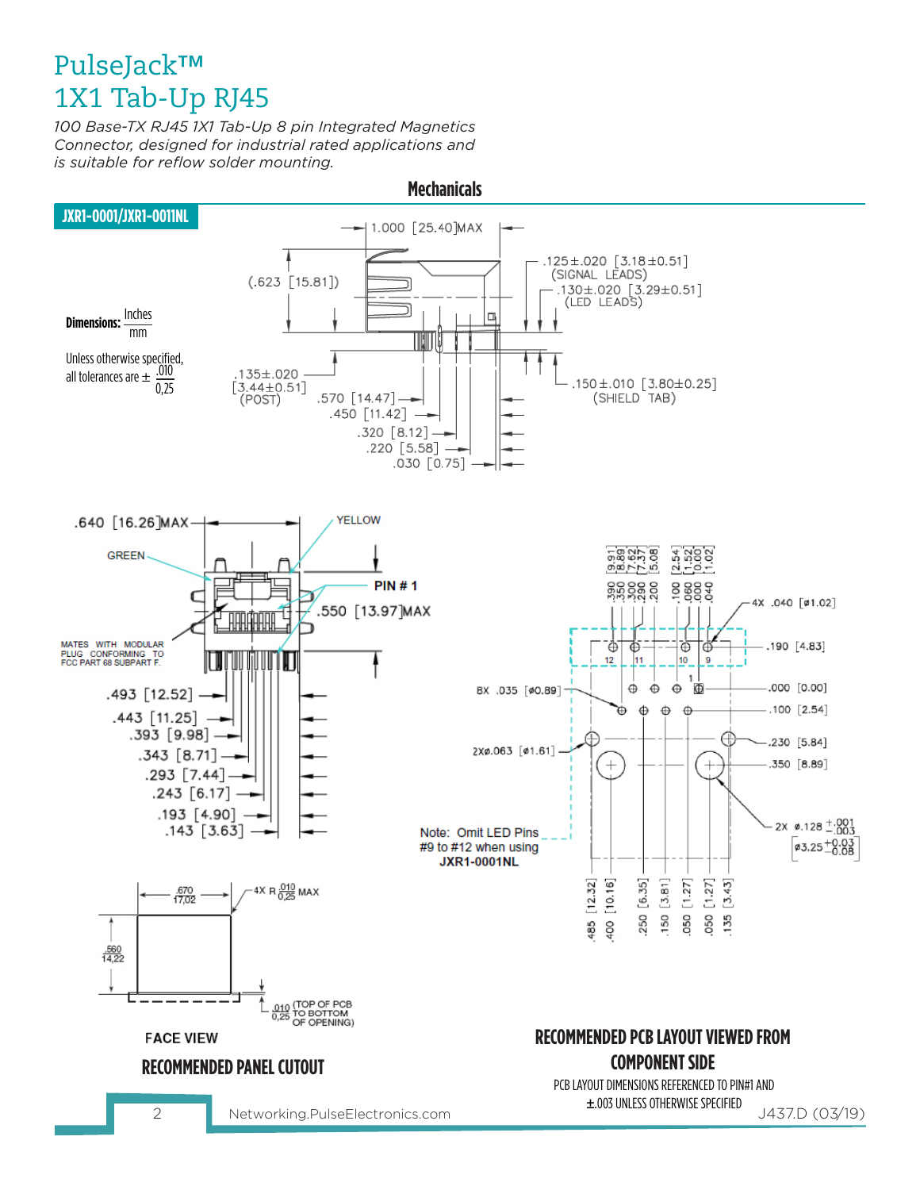# PulseJack™
# 1X1 Tab-Up RJ45

*100 Base-TX RJ45 1X1 Tab-Up 8 pin Integrated Magnetics Connector, designed for industrial rated applications and is suitable for reflow solder mounting.*

## Mechanicals

### JXR1-0001/JXR1-0011NL

**Dimensions:** Inches / mm

Unless otherwise specified, all tolerances are ± .010 / 0,25

1.000 [25.40]MAX

(.623 [15.81])

.125±.020 [3.18±0.51] (SIGNAL LEADS)

.130±.020 [3.29±0.51] (LED LEADS)

.135±.020 [3.44±0.51] (POST)

.150±.010 [3.80±0.25] (SHIELD TAB)

.570 [14.47]
.450 [11.42]
.320 [8.12]
.220 [5.58]
.030 [0.75]

.640 [16.26]MAX

GREEN

YELLOW

PIN # 1

.550 [13.97]MAX

MATES WITH MODULAR PLUG CONFORMING TO FCC PART 68 SUBPART F.

.493 [12.52]
.443 [11.25]
.393 [9.98]
.343 [8.71]
.293 [7.44]
.243 [6.17]
.193 [4.90]
.143 [3.63]

.670 / 17,02

4X R .010 / 0,25 MAX

.560 / 14,22

.010 / 0,25 (TOP OF PCB TO BOTTOM OF OPENING)

FACE VIEW

**RECOMMENDED PANEL CUTOUT**

.390 [9.91]
.350 [8.89]
.300 [7.62]
.290 [7.37]
.200 [5.08]
.100 [2.54]
.060 [1.52]
.000 [0.00]
.040 [1.02]

4X .040 [ø1.02]

.190 [4.83]

12 11 10 9

1

.000 [0.00]

8X .035 [ø0.89]

.100 [2.54]

2Xø.063 [ø1.61]

.230 [5.84]

.350 [8.89]

2X ø.128 +.001/−.003 [ø3.25 +0.03/−0.08]

Note: Omit LED Pins #9 to #12 when using **JXR1-0001NL**

.485 [12.32]
.400 [10.16]
.250 [6.35]
.150 [3.81]
.050 [1.27]
.050 [1.27]
.135 [3.43]

**RECOMMENDED PCB LAYOUT VIEWED FROM COMPONENT SIDE**

PCB LAYOUT DIMENSIONS REFERENCED TO PIN#1 AND ±.003 UNLESS OTHERWISE SPECIFIED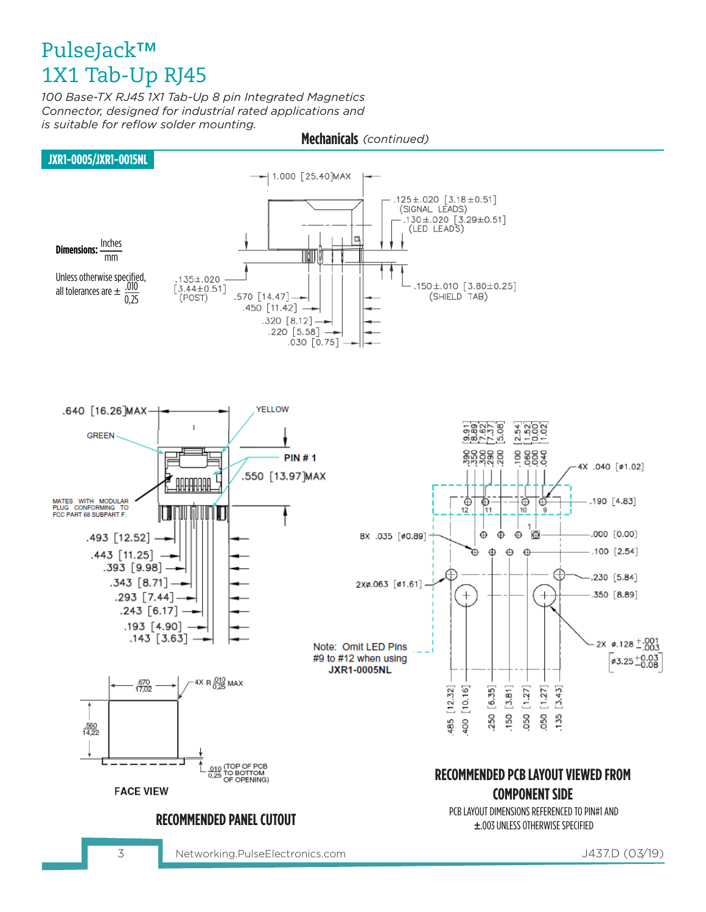# PulseJack™
# 1X1 Tab-Up RJ45

*100 Base-TX RJ45 1X1 Tab-Up 8 pin Integrated Magnetics Connector, designed for industrial rated applications and is suitable for reflow solder mounting.*

## Mechanicals *(continued)*

### JXR1-0005/JXR1-0015NL

**Dimensions:** Inches / mm

Unless otherwise specified, all tolerances are ± .010 / 0,25

1.000 [25.40]MAX

.125±.020 [3.18±0.51] (SIGNAL LEADS)

.130±.020 [3.29±0.51] (LED LEADS)

.135±.020 [3.44±0.51] (POST)

.150±.010 [3.80±0.25] (SHIELD TAB)

.570 [14.47]
.450 [11.42]
.320 [8.12]
.220 [5.58]
.030 [0.75]

.640 [16.26]MAX

GREEN

YELLOW

PIN # 1

.550 [13.97]MAX

MATES WITH MODULAR PLUG CONFORMING TO FCC PART 68 SUBPART F.

.493 [12.52]
.443 [11.25]
.393 [9.98]
.343 [8.71]
.293 [7.44]
.243 [6.17]
.193 [4.90]
.143 [3.63]

.670 / 17,02

4X R .010 / 0,25 MAX

.560 / 14,22

.010 / 0,25 (TOP OF PCB TO BOTTOM OF OPENING)

FACE VIEW

**RECOMMENDED PANEL CUTOUT**

.390 [9.91]
.350 [8.89]
.300 [7.62]
.290 [7.37]
.200 [5.08]
.100 [2.54]
.060 [1.52]
.000 [0.00]
.040 [1.02]

4X .040 [ø1.02]

.190 [4.83]

12 11 10 9

1

8X .035 [ø0.89]

.000 [0.00]

.100 [2.54]

2Xø.063 [ø1.61]

.230 [5.84]

.350 [8.89]

2X ø.128 +.001 / -.003 [ø3.25 +0.03 / -0.08]

Note: Omit LED Pins #9 to #12 when using **JXR1-0005NL**

.485 [12.32]
.400 [10.16]
.250 [6.35]
.150 [3.81]
.050 [1.27]
.050 [1.27]
.135 [3.43]

**RECOMMENDED PCB LAYOUT VIEWED FROM COMPONENT SIDE**

PCB LAYOUT DIMENSIONS REFERENCED TO PIN#1 AND ±.003 UNLESS OTHERWISE SPECIFIED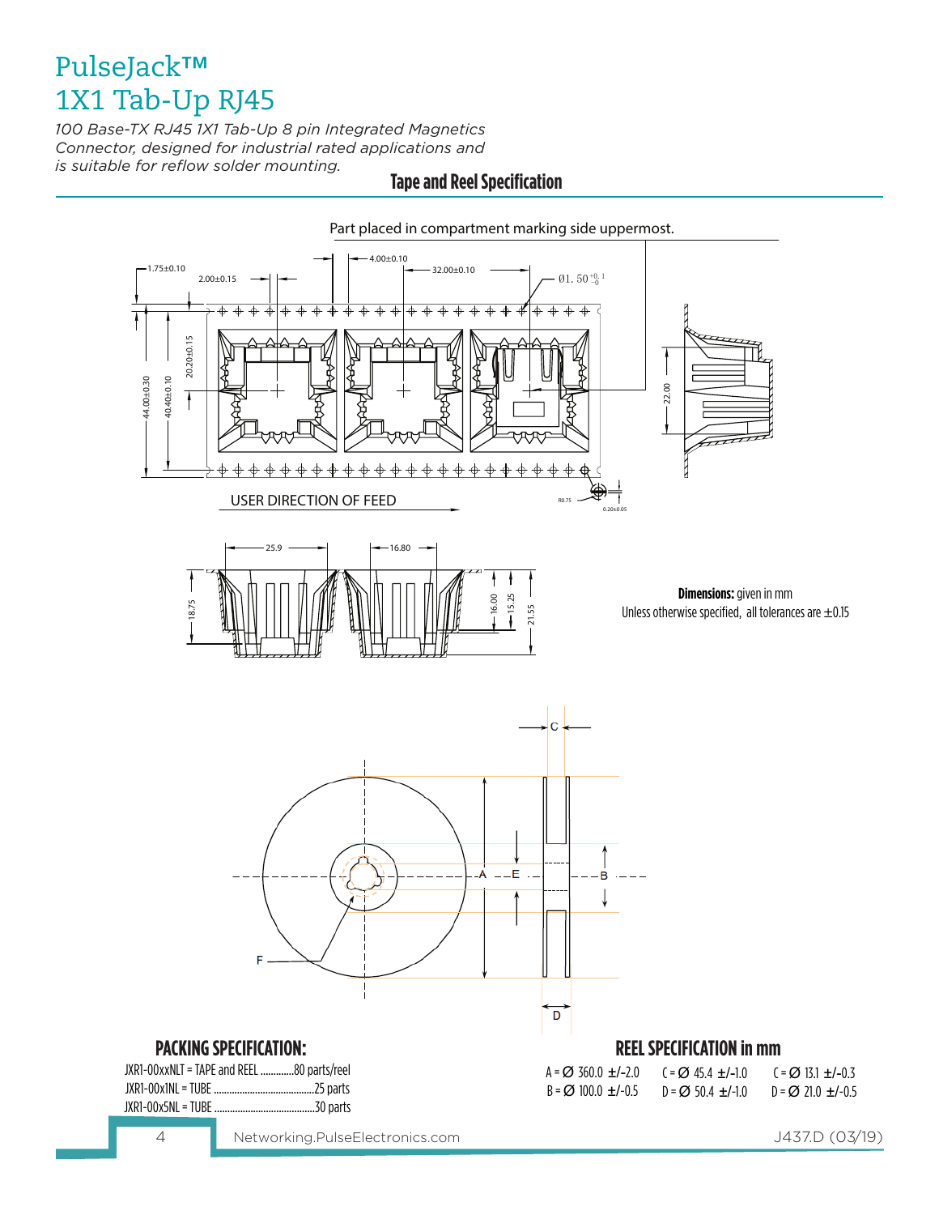# PulseJack™
# 1X1 Tab-Up RJ45

*100 Base-TX RJ45 1X1 Tab-Up 8 pin Integrated Magnetics Connector, designed for industrial rated applications and is suitable for reflow solder mounting.*

## Tape and Reel Specification

Part placed in compartment marking side uppermost.

USER DIRECTION OF FEED

**Dimensions:** given in mm
Unless otherwise specified, all tolerances are ±0.15

## PACKING SPECIFICATION:

JXR1-00xxNLT = TAPE and REEL .............80 parts/reel
JXR1-00x1NL = TUBE ......................................25 parts
JXR1-00x5NL = TUBE ......................................30 parts

## REEL SPECIFICATION in mm

| | | |
|---|---|---|
| A = Ø 360.0 ±/-2.0 | C = Ø 45.4 ±/-1.0 | C = Ø 13.1 ±/-0.3 |
| B = Ø 100.0 ±/-0.5 | D = Ø 50.4 ±/-1.0 | D = Ø 21.0 ±/-0.5 |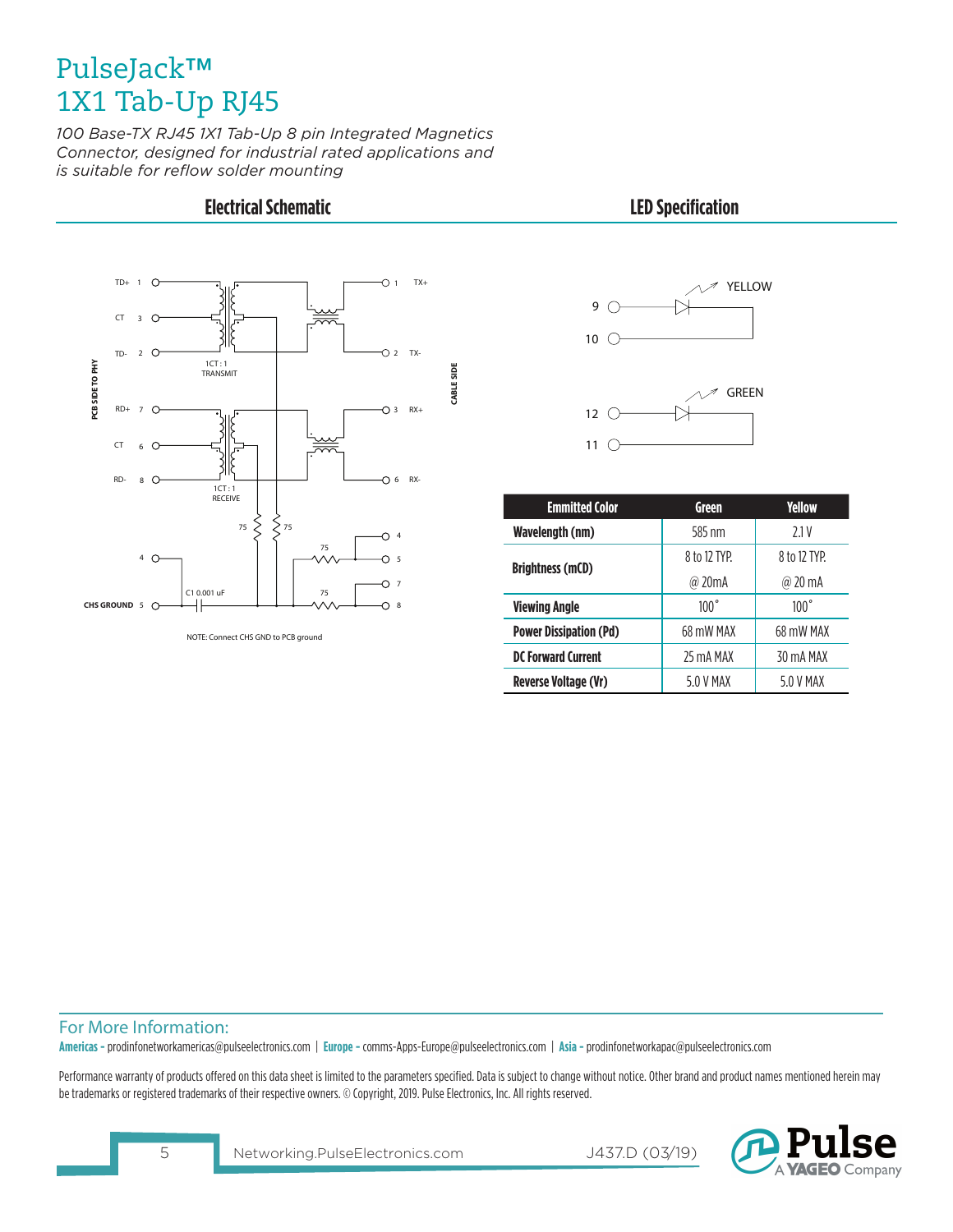# PulseJack™
# 1X1 Tab-Up RJ45

*100 Base-TX RJ45 1X1 Tab-Up 8 pin Integrated Magnetics Connector, designed for industrial rated applications and is suitable for reflow solder mounting*

## Electrical Schematic

PCB SIDE TO PHY

TD+ 1
CT 3
TD- 2
1CT : 1
TRANSMIT
RD+ 7
CT 6
RD- 8
1CT : 1
RECEIVE
4
CHS GROUND 5
C1 0.001 uF
75
75
75
75

CABLE SIDE

1 TX+
2 TX-
3 RX+
6 RX-
4
5
7
8

NOTE: Connect CHS GND to PCB ground

## LED Specification

9
10
YELLOW

12
11
GREEN

| Emmitted Color | Green | Yellow |
|---|---|---|
| **Wavelength (nm)** | 585 nm | 2.1 V |
| **Brightness (mCD)** | 8 to 12 TYP. | 8 to 12 TYP. |
| | @ 20mA | @ 20 mA |
| **Viewing Angle** | 100˚ | 100˚ |
| **Power Dissipation (Pd)** | 68 mW MAX | 68 mW MAX |
| **DC Forward Current** | 25 mA MAX | 30 mA MAX |
| **Reverse Voltage (Vr)** | 5.0 V MAX | 5.0 V MAX |

For More Information:

**Americas -** prodinfonetworkamericas@pulseelectronics.com | **Europe -** comms-Apps-Europe@pulseelectronics.com | **Asia -** prodinfonetworkapac@pulseelectronics.com

Performance warranty of products offered on this data sheet is limited to the parameters specified. Data is subject to change without notice. Other brand and product names mentioned herein may be trademarks or registered trademarks of their respective owners. © Copyright, 2019. Pulse Electronics, Inc. All rights reserved.

Networking.PulseElectronics.com J437.D (03/19)

Pulse A YAGEO Company